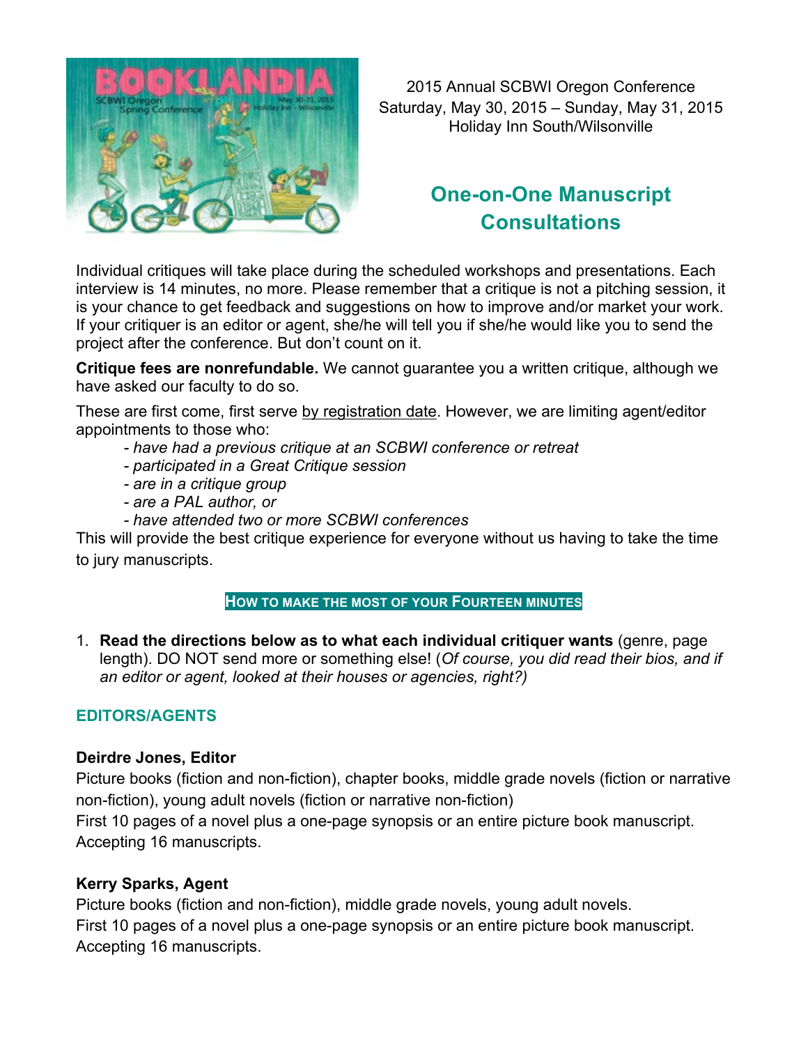2015 Annual SCBWI Oregon Conference
Saturday, May 30, 2015 – Sunday, May 31, 2015
Holiday Inn South/Wilsonville

## One-on-One Manuscript Consultations

Individual critiques will take place during the scheduled workshops and presentations. Each interview is 14 minutes, no more. Please remember that a critique is not a pitching session, it is your chance to get feedback and suggestions on how to improve and/or market your work. If your critiquer is an editor or agent, she/he will tell you if she/he would like you to send the project after the conference. But don't count on it.

**Critique fees are nonrefundable.** We cannot guarantee you a written critique, although we have asked our faculty to do so.

These are first come, first serve by registration date. However, we are limiting agent/editor appointments to those who:

- *have had a previous critique at an SCBWI conference or retreat*
- *participated in a Great Critique session*
- *are in a critique group*
- *are a PAL author, or*
- *have attended two or more SCBWI conferences*

This will provide the best critique experience for everyone without us having to take the time to jury manuscripts.

### HOW TO MAKE THE MOST OF YOUR FOURTEEN MINUTES

1. **Read the directions below as to what each individual critiquer wants** (genre, page length). DO NOT send more or something else! (*Of course, you did read their bios, and if an editor or agent, looked at their houses or agencies, right?)*

### EDITORS/AGENTS

**Deirdre Jones, Editor**
Picture books (fiction and non-fiction), chapter books, middle grade novels (fiction or narrative non-fiction), young adult novels (fiction or narrative non-fiction)
First 10 pages of a novel plus a one-page synopsis or an entire picture book manuscript.
Accepting 16 manuscripts.

**Kerry Sparks, Agent**
Picture books (fiction and non-fiction), middle grade novels, young adult novels.
First 10 pages of a novel plus a one-page synopsis or an entire picture book manuscript.
Accepting 16 manuscripts.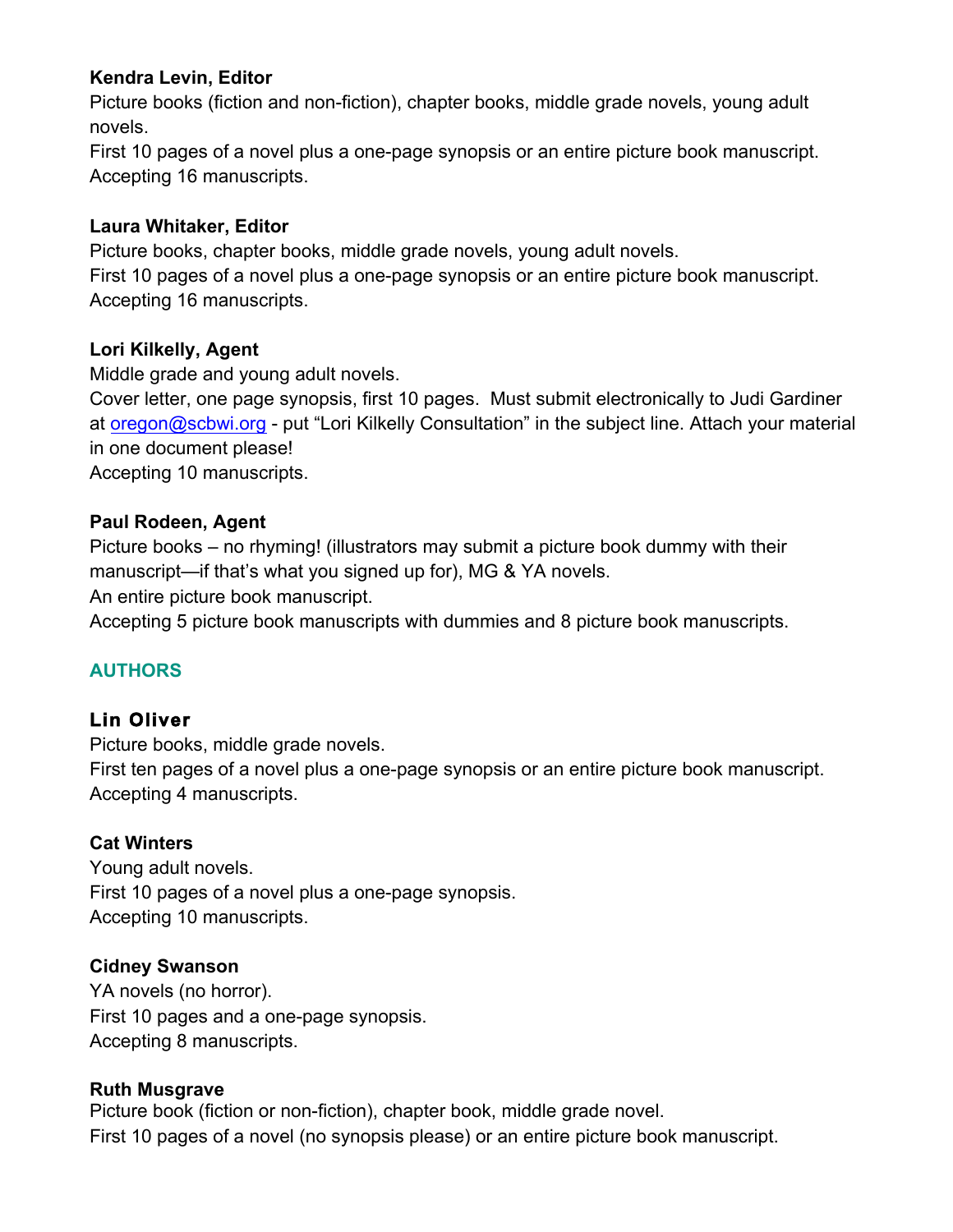**Kendra Levin, Editor**
Picture books (fiction and non-fiction), chapter books, middle grade novels, young adult novels.
First 10 pages of a novel plus a one-page synopsis or an entire picture book manuscript.
Accepting 16 manuscripts.

**Laura Whitaker, Editor**
Picture books, chapter books, middle grade novels, young adult novels.
First 10 pages of a novel plus a one-page synopsis or an entire picture book manuscript.
Accepting 16 manuscripts.

**Lori Kilkelly, Agent**
Middle grade and young adult novels.
Cover letter, one page synopsis, first 10 pages. Must submit electronically to Judi Gardiner at oregon@scbwi.org - put "Lori Kilkelly Consultation" in the subject line. Attach your material in one document please!
Accepting 10 manuscripts.

**Paul Rodeen, Agent**
Picture books – no rhyming! (illustrators may submit a picture book dummy with their manuscript—if that's what you signed up for), MG & YA novels.
An entire picture book manuscript.
Accepting 5 picture book manuscripts with dummies and 8 picture book manuscripts.

## AUTHORS

**Lin Oliver**
Picture books, middle grade novels.
First ten pages of a novel plus a one-page synopsis or an entire picture book manuscript.
Accepting 4 manuscripts.

**Cat Winters**
Young adult novels.
First 10 pages of a novel plus a one-page synopsis.
Accepting 10 manuscripts.

**Cidney Swanson**
YA novels (no horror).
First 10 pages and a one-page synopsis.
Accepting 8 manuscripts.

**Ruth Musgrave**
Picture book (fiction or non-fiction), chapter book, middle grade novel.
First 10 pages of a novel (no synopsis please) or an entire picture book manuscript.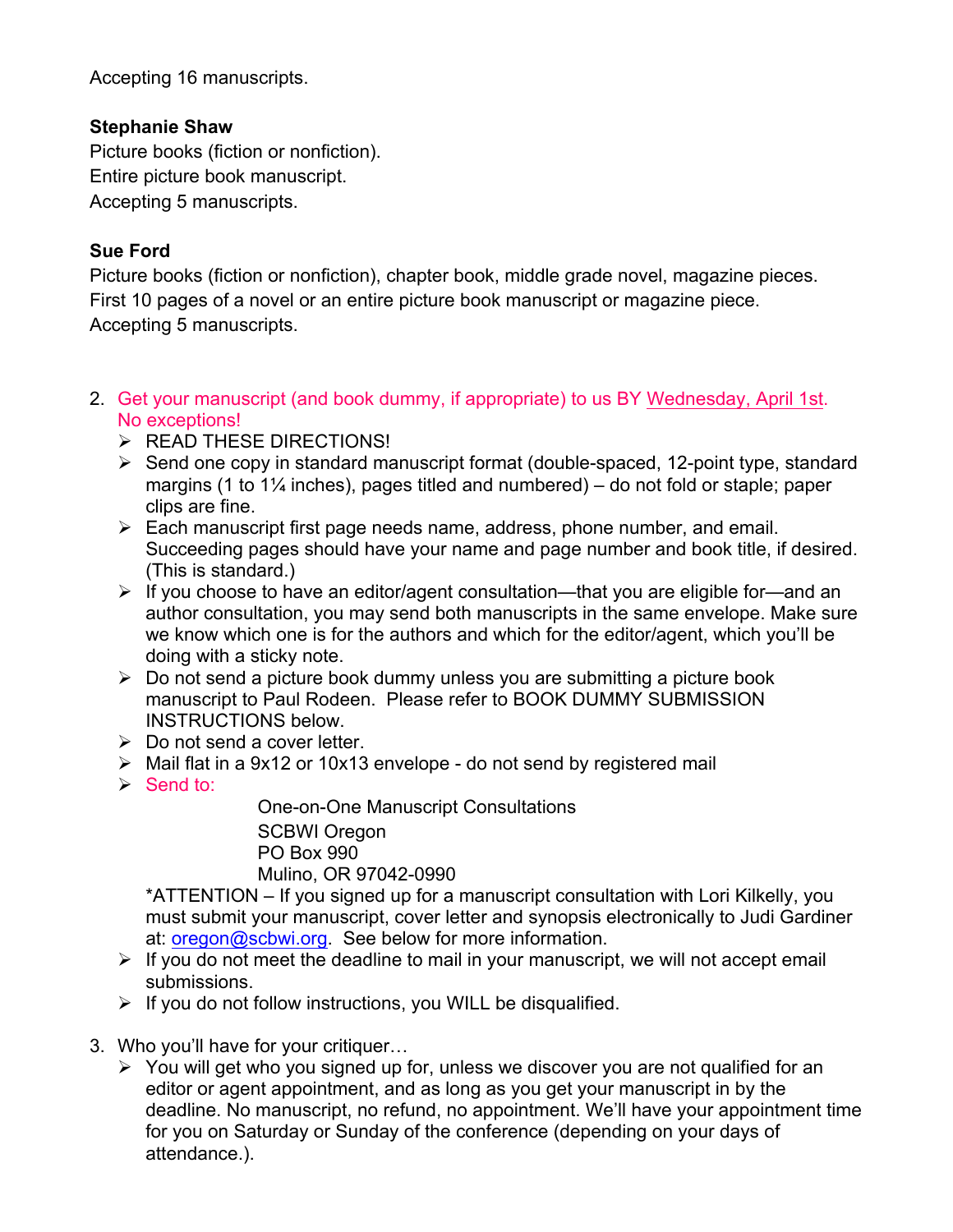Accepting 16 manuscripts.

**Stephanie Shaw**
Picture books (fiction or nonfiction).
Entire picture book manuscript.
Accepting 5 manuscripts.

**Sue Ford**
Picture books (fiction or nonfiction), chapter book, middle grade novel, magazine pieces.
First 10 pages of a novel or an entire picture book manuscript or magazine piece.
Accepting 5 manuscripts.

2. Get your manuscript (and book dummy, if appropriate) to us BY Wednesday, April 1st. No exceptions!
   - READ THESE DIRECTIONS!
   - Send one copy in standard manuscript format (double-spaced, 12-point type, standard margins (1 to 1¼ inches), pages titled and numbered) – do not fold or staple; paper clips are fine.
   - Each manuscript first page needs name, address, phone number, and email. Succeeding pages should have your name and page number and book title, if desired. (This is standard.)
   - If you choose to have an editor/agent consultation—that you are eligible for—and an author consultation, you may send both manuscripts in the same envelope. Make sure we know which one is for the authors and which for the editor/agent, which you'll be doing with a sticky note.
   - Do not send a picture book dummy unless you are submitting a picture book manuscript to Paul Rodeen. Please refer to BOOK DUMMY SUBMISSION INSTRUCTIONS below.
   - Do not send a cover letter.
   - Mail flat in a 9x12 or 10x13 envelope - do not send by registered mail
   - Send to:

     One-on-One Manuscript Consultations
     SCBWI Oregon
     PO Box 990
     Mulino, OR 97042-0990

     *ATTENTION – If you signed up for a manuscript consultation with Lori Kilkelly, you must submit your manuscript, cover letter and synopsis electronically to Judi Gardiner at: oregon@scbwi.org. See below for more information.
   - If you do not meet the deadline to mail in your manuscript, we will not accept email submissions.
   - If you do not follow instructions, you WILL be disqualified.

3. Who you'll have for your critiquer…
   - You will get who you signed up for, unless we discover you are not qualified for an editor or agent appointment, and as long as you get your manuscript in by the deadline. No manuscript, no refund, no appointment. We'll have your appointment time for you on Saturday or Sunday of the conference (depending on your days of attendance.).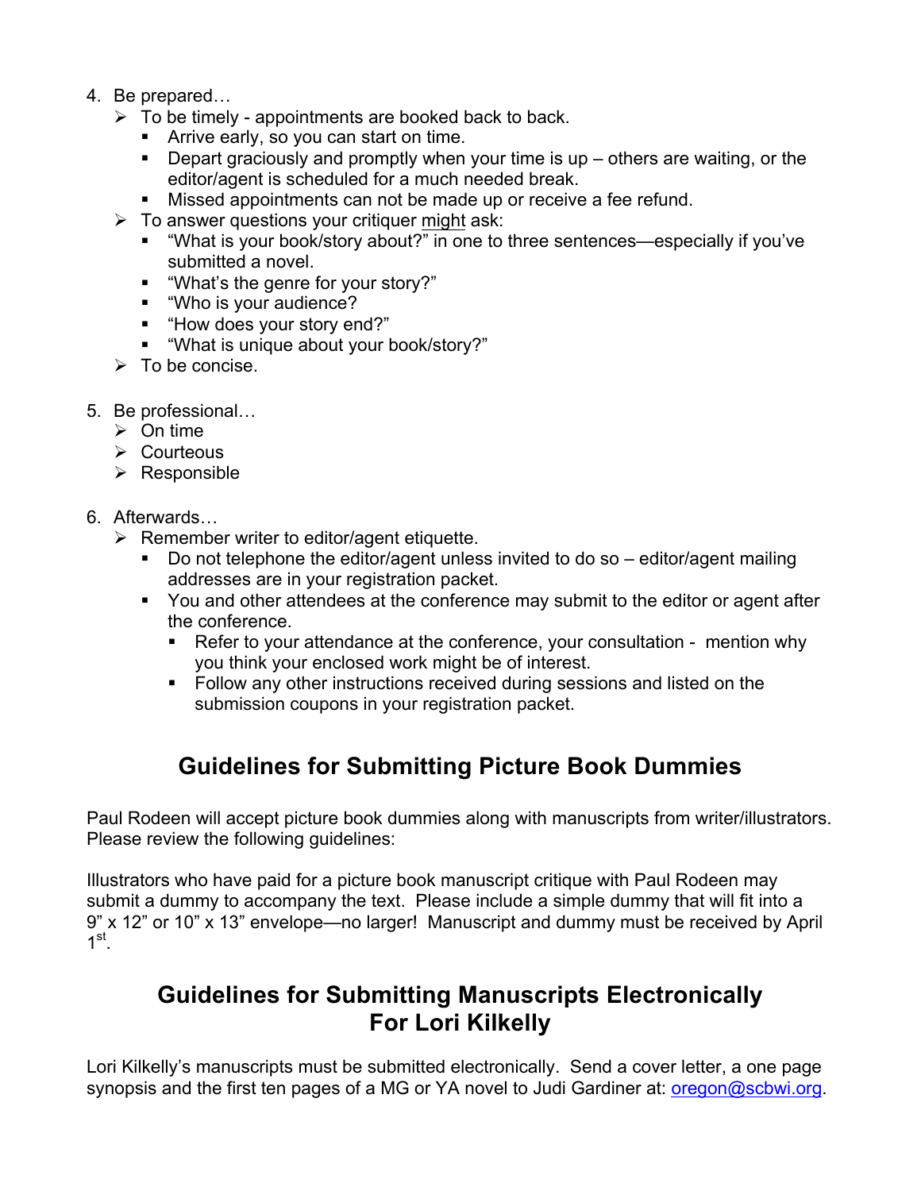4. Be prepared…
   - To be timely - appointments are booked back to back.
     - Arrive early, so you can start on time.
     - Depart graciously and promptly when your time is up – others are waiting, or the editor/agent is scheduled for a much needed break.
     - Missed appointments can not be made up or receive a fee refund.
   - To answer questions your critiquer <u>might</u> ask:
     - "What is your book/story about?" in one to three sentences—especially if you've submitted a novel.
     - "What's the genre for your story?"
     - "Who is your audience?
     - "How does your story end?"
     - "What is unique about your book/story?"
   - To be concise.

5. Be professional…
   - On time
   - Courteous
   - Responsible

6. Afterwards…
   - Remember writer to editor/agent etiquette.
     - Do not telephone the editor/agent unless invited to do so – editor/agent mailing addresses are in your registration packet.
     - You and other attendees at the conference may submit to the editor or agent after the conference.
       - Refer to your attendance at the conference, your consultation - mention why you think your enclosed work might be of interest.
       - Follow any other instructions received during sessions and listed on the submission coupons in your registration packet.

## Guidelines for Submitting Picture Book Dummies

Paul Rodeen will accept picture book dummies along with manuscripts from writer/illustrators. Please review the following guidelines:

Illustrators who have paid for a picture book manuscript critique with Paul Rodeen may submit a dummy to accompany the text. Please include a simple dummy that will fit into a 9" x 12" or 10" x 13" envelope—no larger! Manuscript and dummy must be received by April 1st.

## Guidelines for Submitting Manuscripts Electronically For Lori Kilkelly

Lori Kilkelly's manuscripts must be submitted electronically. Send a cover letter, a one page synopsis and the first ten pages of a MG or YA novel to Judi Gardiner at: oregon@scbwi.org.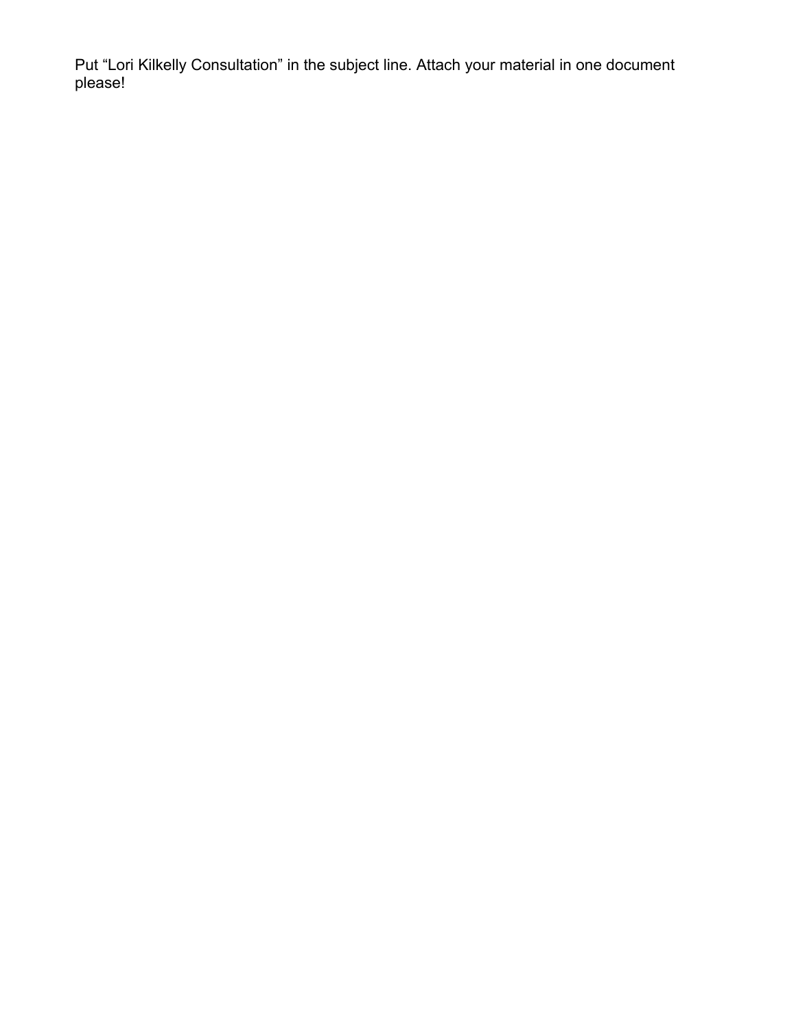Put “Lori Kilkelly Consultation” in the subject line. Attach your material in one document please!